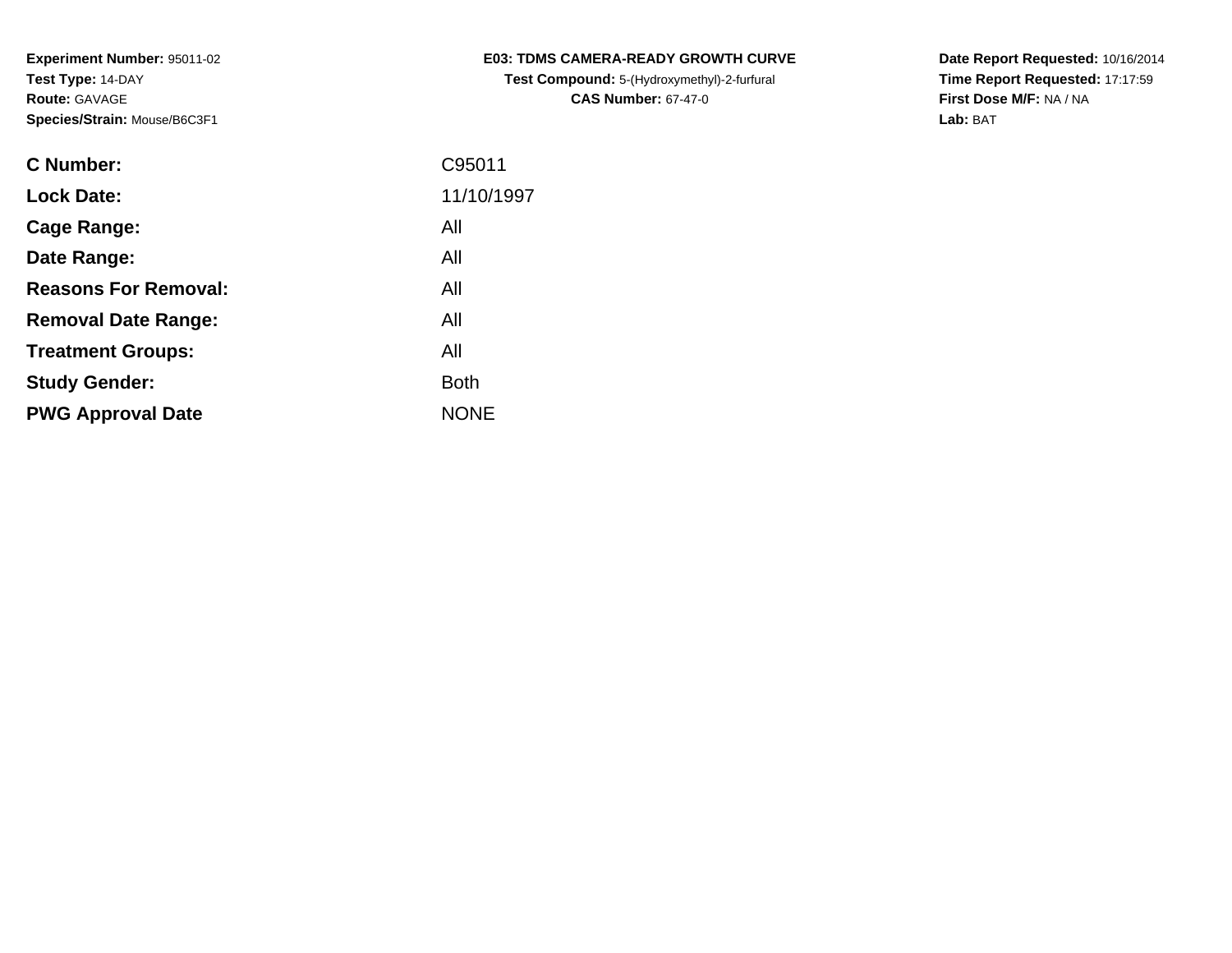**Experiment Number:** 95011-02
**Test Type:** 14-DAY
**Route:** GAVAGE
**Species/Strain:** Mouse/B6C3F1

**E03: TDMS CAMERA-READY GROWTH CURVE**
**Test Compound:** 5-(Hydroxymethyl)-2-furfural
**CAS Number:** 67-47-0

**Date Report Requested:** 10/16/2014
**Time Report Requested:** 17:17:59
**First Dose M/F:** NA / NA
**Lab:** BAT

| | |
|---|---|
| **C Number:** | C95011 |
| **Lock Date:** | 11/10/1997 |
| **Cage Range:** | All |
| **Date Range:** | All |
| **Reasons For Removal:** | All |
| **Removal Date Range:** | All |
| **Treatment Groups:** | All |
| **Study Gender:** | Both |
| **PWG Approval Date** | NONE |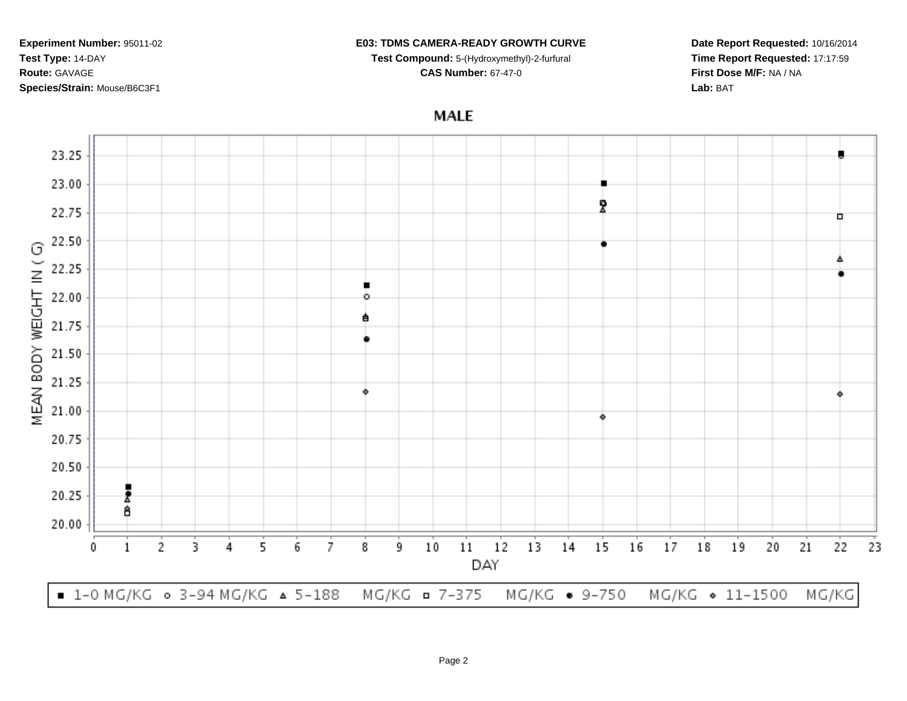**Experiment Number:** 95011-02
**Test Type:** 14-DAY
**Route:** GAVAGE
**Species/Strain:** Mouse/B6C3F1

**E03: TDMS CAMERA-READY GROWTH CURVE**
**Test Compound:** 5-(Hydroxymethyl)-2-furfural
**CAS Number:** 67-47-0

**Date Report Requested:** 10/16/2014
**Time Report Requested:** 17:17:59
**First Dose M/F:** NA / NA
**Lab:** BAT

## MALE

MEAN BODY WEIGHT IN ( G)

DAY

■ 1-0 MG/KG ○ 3-94 MG/KG △ 5-188 MG/KG □ 7-375 MG/KG ● 9-750 MG/KG ◇ 11-1500 MG/KG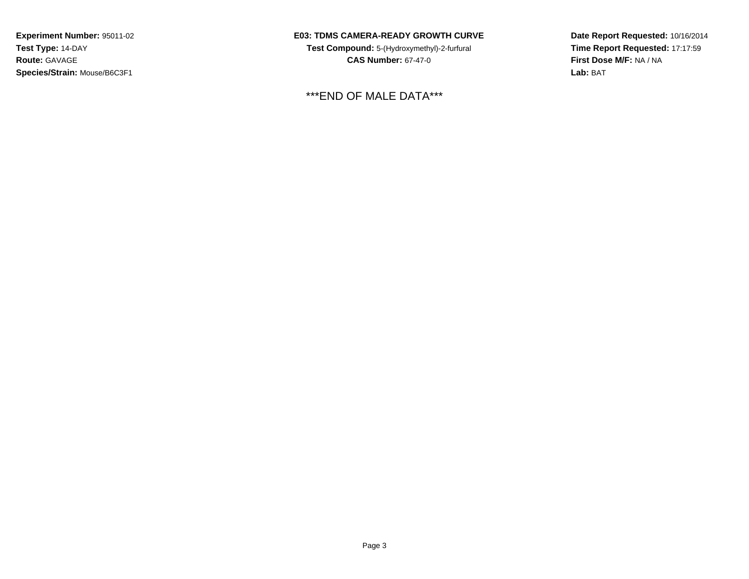**Experiment Number:** 95011-02
**Test Type:** 14-DAY
**Route:** GAVAGE
**Species/Strain:** Mouse/B6C3F1

**E03: TDMS CAMERA-READY GROWTH CURVE**
**Test Compound:** 5-(Hydroxymethyl)-2-furfural
**CAS Number:** 67-47-0

**Date Report Requested:** 10/16/2014
**Time Report Requested:** 17:17:59
**First Dose M/F:** NA / NA
**Lab:** BAT

***END OF MALE DATA***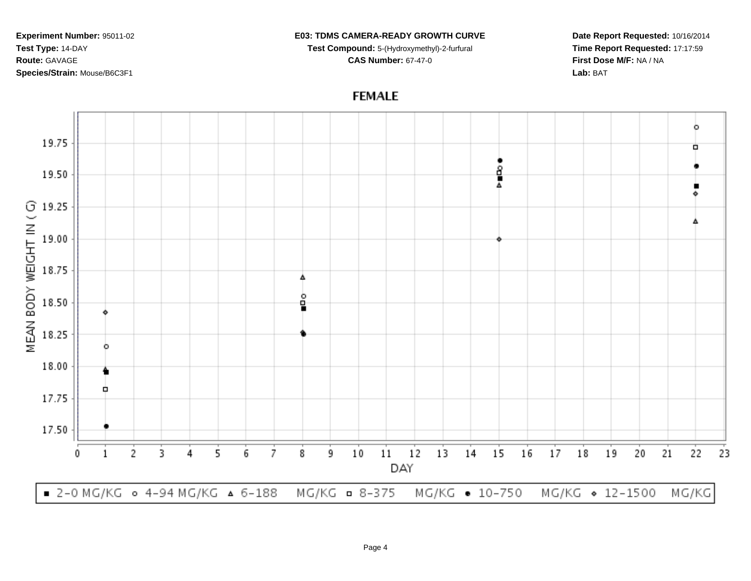**Experiment Number:** 95011-02
**Test Type:** 14-DAY
**Route:** GAVAGE
**Species/Strain:** Mouse/B6C3F1

**E03: TDMS CAMERA-READY GROWTH CURVE**
**Test Compound:** 5-(Hydroxymethyl)-2-furfural
**CAS Number:** 67-47-0

**Date Report Requested:** 10/16/2014
**Time Report Requested:** 17:17:59
**First Dose M/F:** NA / NA
**Lab:** BAT

## FEMALE

MEAN BODY WEIGHT IN ( G)

19.75
19.50
19.25
19.00
18.75
18.50
18.25
18.00
17.75
17.50

0 1 2 3 4 5 6 7 8 9 10 11 12 13 14 15 16 17 18 19 20 21 22 23

DAY

■ 2-0 MG/KG ○ 4-94 MG/KG △ 6-188 MG/KG □ 8-375 MG/KG ● 10-750 MG/KG ◇ 12-1500 MG/KG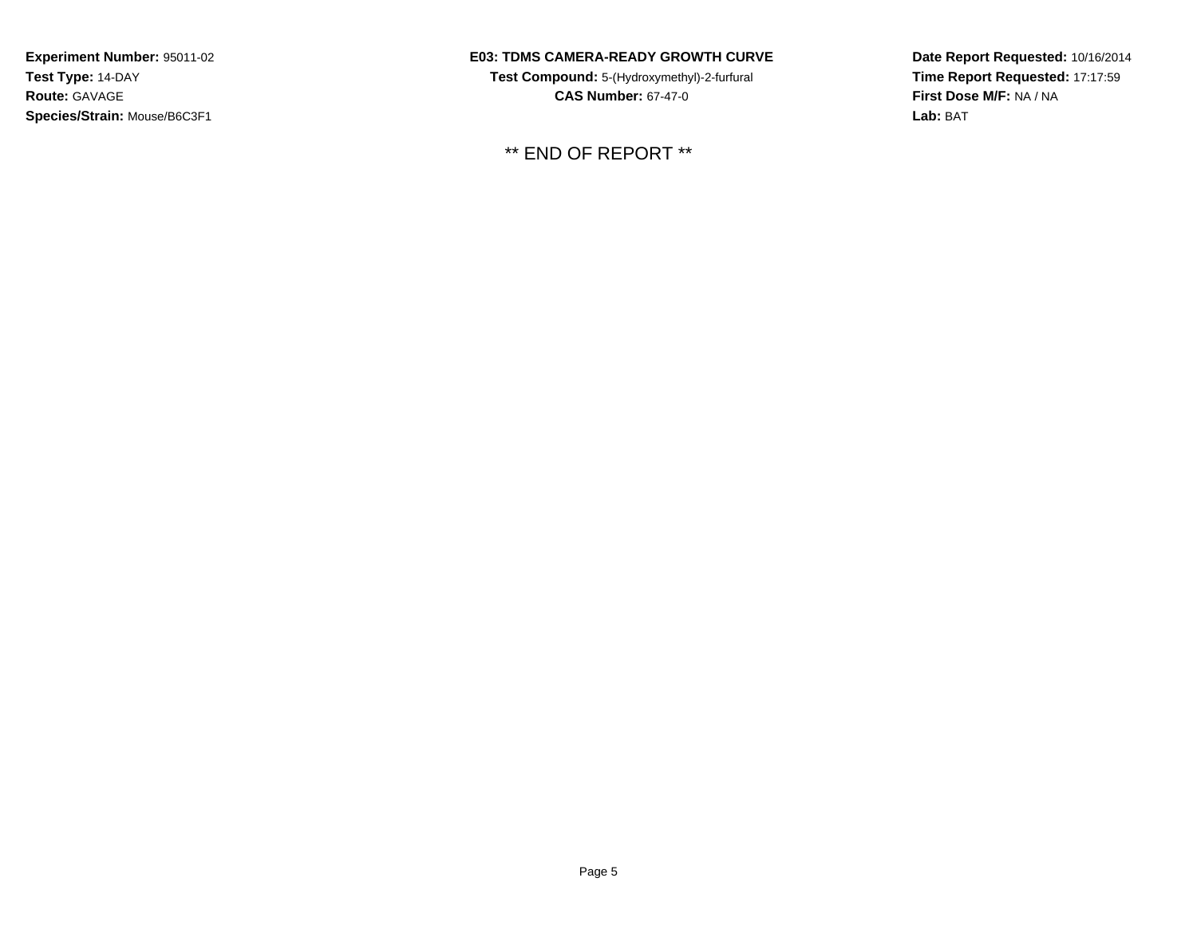**Experiment Number:** 95011-02
**Test Type:** 14-DAY
**Route:** GAVAGE
**Species/Strain:** Mouse/B6C3F1

**E03: TDMS CAMERA-READY GROWTH CURVE**
**Test Compound:** 5-(Hydroxymethyl)-2-furfural
**CAS Number:** 67-47-0

**Date Report Requested:** 10/16/2014
**Time Report Requested:** 17:17:59
**First Dose M/F:** NA / NA
**Lab:** BAT

** END OF REPORT **